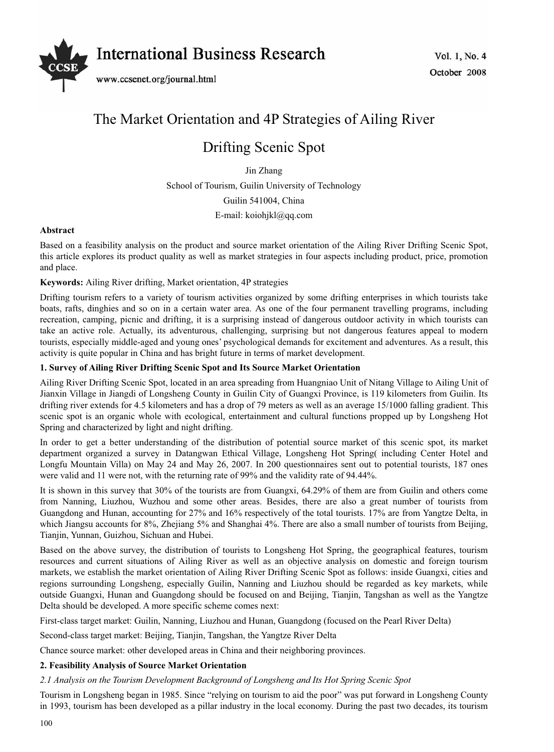# The Market Orientation and 4P Strategies of Ailing River Drifting Scenic Spot

Jin Zhang

School of Tourism, Guilin University of Technology

Guilin 541004, China

E-mail: koiohjkl@qq.com

**Abstract**

Based on a feasibility analysis on the product and source market orientation of the Ailing River Drifting Scenic Spot, this article explores its product quality as well as market strategies in four aspects including product, price, promotion and place.

**Keywords:** Ailing River drifting, Market orientation, 4P strategies

Drifting tourism refers to a variety of tourism activities organized by some drifting enterprises in which tourists take boats, rafts, dinghies and so on in a certain water area. As one of the four permanent travelling programs, including recreation, camping, picnic and drifting, it is a surprising instead of dangerous outdoor activity in which tourists can take an active role. Actually, its adventurous, challenging, surprising but not dangerous features appeal to modern tourists, especially middle-aged and young ones' psychological demands for excitement and adventures. As a result, this activity is quite popular in China and has bright future in terms of market development.

## 1. Survey of Ailing River Drifting Scenic Spot and Its Source Market Orientation

Ailing River Drifting Scenic Spot, located in an area spreading from Huangniao Unit of Nitang Village to Ailing Unit of Jianxin Village in Jiangdi of Longsheng County in Guilin City of Guangxi Province, is 119 kilometers from Guilin. Its drifting river extends for 4.5 kilometers and has a drop of 79 meters as well as an average 15/1000 falling gradient. This scenic spot is an organic whole with ecological, entertainment and cultural functions propped up by Longsheng Hot Spring and characterized by light and night drifting.

In order to get a better understanding of the distribution of potential source market of this scenic spot, its market department organized a survey in Datangwan Ethical Village, Longsheng Hot Spring( including Center Hotel and Longfu Mountain Villa) on May 24 and May 26, 2007. In 200 questionnaires sent out to potential tourists, 187 ones were valid and 11 were not, with the returning rate of 99% and the validity rate of 94.44%.

It is shown in this survey that 30% of the tourists are from Guangxi, 64.29% of them are from Guilin and others come from Nanning, Liuzhou, Wuzhou and some other areas. Besides, there are also a great number of tourists from Guangdong and Hunan, accounting for 27% and 16% respectively of the total tourists. 17% are from Yangtze Delta, in which Jiangsu accounts for 8%, Zhejiang 5% and Shanghai 4%. There are also a small number of tourists from Beijing, Tianjin, Yunnan, Guizhou, Sichuan and Hubei.

Based on the above survey, the distribution of tourists to Longsheng Hot Spring, the geographical features, tourism resources and current situations of Ailing River as well as an objective analysis on domestic and foreign tourism markets, we establish the market orientation of Ailing River Drifting Scenic Spot as follows: inside Guangxi, cities and regions surrounding Longsheng, especially Guilin, Nanning and Liuzhou should be regarded as key markets, while outside Guangxi, Hunan and Guangdong should be focused on and Beijing, Tianjin, Tangshan as well as the Yangtze Delta should be developed. A more specific scheme comes next:

First-class target market: Guilin, Nanning, Liuzhou and Hunan, Guangdong (focused on the Pearl River Delta)

Second-class target market: Beijing, Tianjin, Tangshan, the Yangtze River Delta

Chance source market: other developed areas in China and their neighboring provinces.

## 2. Feasibility Analysis of Source Market Orientation

### *2.1 Analysis on the Tourism Development Background of Longsheng and Its Hot Spring Scenic Spot*

Tourism in Longsheng began in 1985. Since "relying on tourism to aid the poor" was put forward in Longsheng County in 1993, tourism has been developed as a pillar industry in the local economy. During the past two decades, its tourism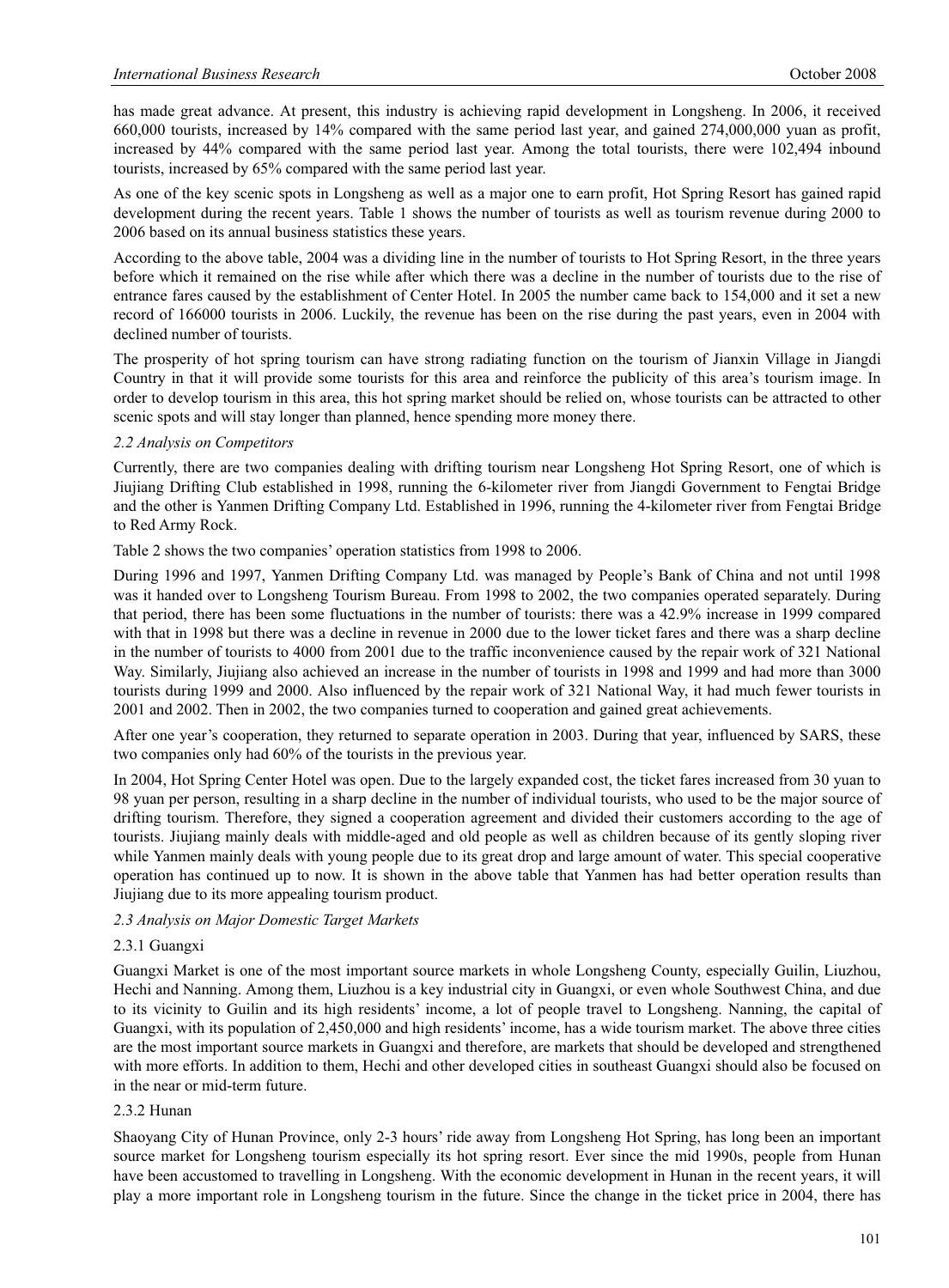has made great advance. At present, this industry is achieving rapid development in Longsheng. In 2006, it received 660,000 tourists, increased by 14% compared with the same period last year, and gained 274,000,000 yuan as profit, increased by 44% compared with the same period last year. Among the total tourists, there were 102,494 inbound tourists, increased by 65% compared with the same period last year.

As one of the key scenic spots in Longsheng as well as a major one to earn profit, Hot Spring Resort has gained rapid development during the recent years. Table 1 shows the number of tourists as well as tourism revenue during 2000 to 2006 based on its annual business statistics these years.

According to the above table, 2004 was a dividing line in the number of tourists to Hot Spring Resort, in the three years before which it remained on the rise while after which there was a decline in the number of tourists due to the rise of entrance fares caused by the establishment of Center Hotel. In 2005 the number came back to 154,000 and it set a new record of 166000 tourists in 2006. Luckily, the revenue has been on the rise during the past years, even in 2004 with declined number of tourists.

The prosperity of hot spring tourism can have strong radiating function on the tourism of Jianxin Village in Jiangdi Country in that it will provide some tourists for this area and reinforce the publicity of this area's tourism image. In order to develop tourism in this area, this hot spring market should be relied on, whose tourists can be attracted to other scenic spots and will stay longer than planned, hence spending more money there.

### *2.2 Analysis on Competitors*

Currently, there are two companies dealing with drifting tourism near Longsheng Hot Spring Resort, one of which is Jiujiang Drifting Club established in 1998, running the 6-kilometer river from Jiangdi Government to Fengtai Bridge and the other is Yanmen Drifting Company Ltd. Established in 1996, running the 4-kilometer river from Fengtai Bridge to Red Army Rock.

Table 2 shows the two companies' operation statistics from 1998 to 2006.

During 1996 and 1997, Yanmen Drifting Company Ltd. was managed by People's Bank of China and not until 1998 was it handed over to Longsheng Tourism Bureau. From 1998 to 2002, the two companies operated separately. During that period, there has been some fluctuations in the number of tourists: there was a 42.9% increase in 1999 compared with that in 1998 but there was a decline in revenue in 2000 due to the lower ticket fares and there was a sharp decline in the number of tourists to 4000 from 2001 due to the traffic inconvenience caused by the repair work of 321 National Way. Similarly, Jiujiang also achieved an increase in the number of tourists in 1998 and 1999 and had more than 3000 tourists during 1999 and 2000. Also influenced by the repair work of 321 National Way, it had much fewer tourists in 2001 and 2002. Then in 2002, the two companies turned to cooperation and gained great achievements.

After one year's cooperation, they returned to separate operation in 2003. During that year, influenced by SARS, these two companies only had 60% of the tourists in the previous year.

In 2004, Hot Spring Center Hotel was open. Due to the largely expanded cost, the ticket fares increased from 30 yuan to 98 yuan per person, resulting in a sharp decline in the number of individual tourists, who used to be the major source of drifting tourism. Therefore, they signed a cooperation agreement and divided their customers according to the age of tourists. Jiujiang mainly deals with middle-aged and old people as well as children because of its gently sloping river while Yanmen mainly deals with young people due to its great drop and large amount of water. This special cooperative operation has continued up to now. It is shown in the above table that Yanmen has had better operation results than Jiujiang due to its more appealing tourism product.

### *2.3 Analysis on Major Domestic Target Markets*

#### 2.3.1 Guangxi

Guangxi Market is one of the most important source markets in whole Longsheng County, especially Guilin, Liuzhou, Hechi and Nanning. Among them, Liuzhou is a key industrial city in Guangxi, or even whole Southwest China, and due to its vicinity to Guilin and its high residents' income, a lot of people travel to Longsheng. Nanning, the capital of Guangxi, with its population of 2,450,000 and high residents' income, has a wide tourism market. The above three cities are the most important source markets in Guangxi and therefore, are markets that should be developed and strengthened with more efforts. In addition to them, Hechi and other developed cities in southeast Guangxi should also be focused on in the near or mid-term future.

#### 2.3.2 Hunan

Shaoyang City of Hunan Province, only 2-3 hours' ride away from Longsheng Hot Spring, has long been an important source market for Longsheng tourism especially its hot spring resort. Ever since the mid 1990s, people from Hunan have been accustomed to travelling in Longsheng. With the economic development in Hunan in the recent years, it will play a more important role in Longsheng tourism in the future. Since the change in the ticket price in 2004, there has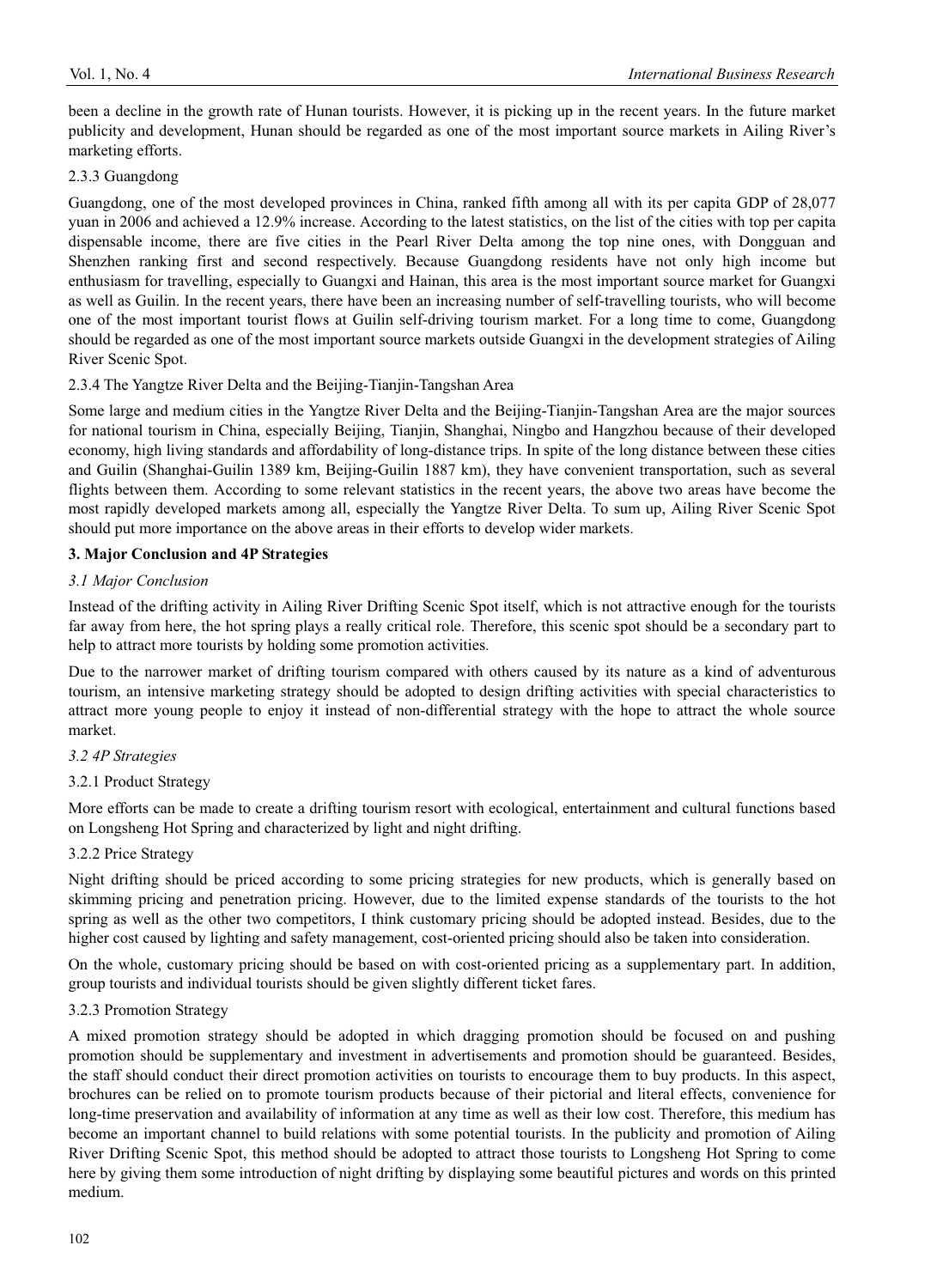been a decline in the growth rate of Hunan tourists. However, it is picking up in the recent years. In the future market publicity and development, Hunan should be regarded as one of the most important source markets in Ailing River's marketing efforts.

#### 2.3.3 Guangdong

Guangdong, one of the most developed provinces in China, ranked fifth among all with its per capita GDP of 28,077 yuan in 2006 and achieved a 12.9% increase. According to the latest statistics, on the list of the cities with top per capita dispensable income, there are five cities in the Pearl River Delta among the top nine ones, with Dongguan and Shenzhen ranking first and second respectively. Because Guangdong residents have not only high income but enthusiasm for travelling, especially to Guangxi and Hainan, this area is the most important source market for Guangxi as well as Guilin. In the recent years, there have been an increasing number of self-travelling tourists, who will become one of the most important tourist flows at Guilin self-driving tourism market. For a long time to come, Guangdong should be regarded as one of the most important source markets outside Guangxi in the development strategies of Ailing River Scenic Spot.

#### 2.3.4 The Yangtze River Delta and the Beijing-Tianjin-Tangshan Area

Some large and medium cities in the Yangtze River Delta and the Beijing-Tianjin-Tangshan Area are the major sources for national tourism in China, especially Beijing, Tianjin, Shanghai, Ningbo and Hangzhou because of their developed economy, high living standards and affordability of long-distance trips. In spite of the long distance between these cities and Guilin (Shanghai-Guilin 1389 km, Beijing-Guilin 1887 km), they have convenient transportation, such as several flights between them. According to some relevant statistics in the recent years, the above two areas have become the most rapidly developed markets among all, especially the Yangtze River Delta. To sum up, Ailing River Scenic Spot should put more importance on the above areas in their efforts to develop wider markets.

## 3. Major Conclusion and 4P Strategies

### *3.1 Major Conclusion*

Instead of the drifting activity in Ailing River Drifting Scenic Spot itself, which is not attractive enough for the tourists far away from here, the hot spring plays a really critical role. Therefore, this scenic spot should be a secondary part to help to attract more tourists by holding some promotion activities.

Due to the narrower market of drifting tourism compared with others caused by its nature as a kind of adventurous tourism, an intensive marketing strategy should be adopted to design drifting activities with special characteristics to attract more young people to enjoy it instead of non-differential strategy with the hope to attract the whole source market.

### *3.2 4P Strategies*

#### 3.2.1 Product Strategy

More efforts can be made to create a drifting tourism resort with ecological, entertainment and cultural functions based on Longsheng Hot Spring and characterized by light and night drifting.

#### 3.2.2 Price Strategy

Night drifting should be priced according to some pricing strategies for new products, which is generally based on skimming pricing and penetration pricing. However, due to the limited expense standards of the tourists to the hot spring as well as the other two competitors, I think customary pricing should be adopted instead. Besides, due to the higher cost caused by lighting and safety management, cost-oriented pricing should also be taken into consideration.

On the whole, customary pricing should be based on with cost-oriented pricing as a supplementary part. In addition, group tourists and individual tourists should be given slightly different ticket fares.

#### 3.2.3 Promotion Strategy

A mixed promotion strategy should be adopted in which dragging promotion should be focused on and pushing promotion should be supplementary and investment in advertisements and promotion should be guaranteed. Besides, the staff should conduct their direct promotion activities on tourists to encourage them to buy products. In this aspect, brochures can be relied on to promote tourism products because of their pictorial and literal effects, convenience for long-time preservation and availability of information at any time as well as their low cost. Therefore, this medium has become an important channel to build relations with some potential tourists. In the publicity and promotion of Ailing River Drifting Scenic Spot, this method should be adopted to attract those tourists to Longsheng Hot Spring to come here by giving them some introduction of night drifting by displaying some beautiful pictures and words on this printed medium.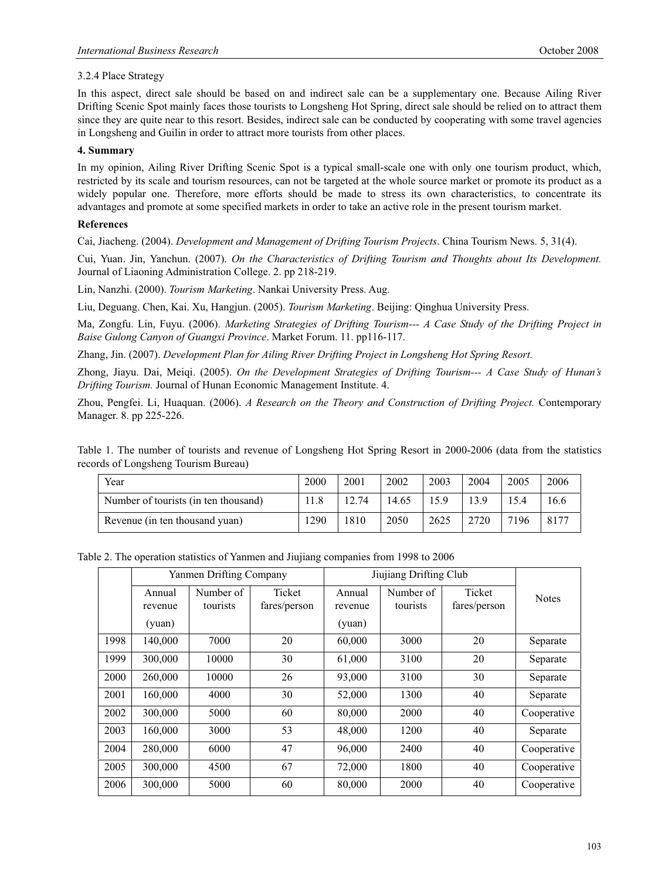#### 3.2.4 Place Strategy

In this aspect, direct sale should be based on and indirect sale can be a supplementary one. Because Ailing River Drifting Scenic Spot mainly faces those tourists to Longsheng Hot Spring, direct sale should be relied on to attract them since they are quite near to this resort. Besides, indirect sale can be conducted by cooperating with some travel agencies in Longsheng and Guilin in order to attract more tourists from other places.

## 4. Summary

In my opinion, Ailing River Drifting Scenic Spot is a typical small-scale one with only one tourism product, which, restricted by its scale and tourism resources, can not be targeted at the whole source market or promote its product as a widely popular one. Therefore, more efforts should be made to stress its own characteristics, to concentrate its advantages and promote at some specified markets in order to take an active role in the present tourism market.

## References

Cai, Jiacheng. (2004). *Development and Management of Drifting Tourism Projects*. China Tourism News. 5, 31(4).

Cui, Yuan. Jin, Yanchun. (2007). *On the Characteristics of Drifting Tourism and Thoughts about Its Development.* Journal of Liaoning Administration College. 2. pp 218-219.

Lin, Nanzhi. (2000). *Tourism Marketing*. Nankai University Press. Aug.

Liu, Deguang. Chen, Kai. Xu, Hangjun. (2005). *Tourism Marketing*. Beijing: Qinghua University Press.

Ma, Zongfu. Lin, Fuyu. (2006). *Marketing Strategies of Drifting Tourism--- A Case Study of the Drifting Project in Baise Gulong Canyon of Guangxi Province*. Market Forum. 11. pp116-117.

Zhang, Jin. (2007). *Development Plan for Ailing River Drifting Project in Longsheng Hot Spring Resort.*

Zhong, Jiayu. Dai, Meiqi. (2005). *On the Development Strategies of Drifting Tourism--- A Case Study of Hunan's Drifting Tourism.* Journal of Hunan Economic Management Institute. 4.

Zhou, Pengfei. Li, Huaquan. (2006). *A Research on the Theory and Construction of Drifting Project.* Contemporary Manager. 8. pp 225-226.

Table 1. The number of tourists and revenue of Longsheng Hot Spring Resort in 2000-2006 (data from the statistics records of Longsheng Tourism Bureau)

| Year | 2000 | 2001 | 2002 | 2003 | 2004 | 2005 | 2006 |
|---|---|---|---|---|---|---|---|
| Number of tourists (in ten thousand) | 11.8 | 12.74 | 14.65 | 15.9 | 13.9 | 15.4 | 16.6 |
| Revenue (in ten thousand yuan) | 1290 | 1810 | 2050 | 2625 | 2720 | 7196 | 8177 |

Table 2. The operation statistics of Yanmen and Jiujiang companies from 1998 to 2006

| | Yanmen Drifting Company | | | Jiujiang Drifting Club | | | Notes |
|---|---|---|---|---|---|---|---|
| | Annual revenue (yuan) | Number of tourists | Ticket fares/person | Annual revenue (yuan) | Number of tourists | Ticket fares/person | |
| 1998 | 140,000 | 7000 | 20 | 60,000 | 3000 | 20 | Separate |
| 1999 | 300,000 | 10000 | 30 | 61,000 | 3100 | 20 | Separate |
| 2000 | 260,000 | 10000 | 26 | 93,000 | 3100 | 30 | Separate |
| 2001 | 160,000 | 4000 | 30 | 52,000 | 1300 | 40 | Separate |
| 2002 | 300,000 | 5000 | 60 | 80,000 | 2000 | 40 | Cooperative |
| 2003 | 160,000 | 3000 | 53 | 48,000 | 1200 | 40 | Separate |
| 2004 | 280,000 | 6000 | 47 | 96,000 | 2400 | 40 | Cooperative |
| 2005 | 300,000 | 4500 | 67 | 72,000 | 1800 | 40 | Cooperative |
| 2006 | 300,000 | 5000 | 60 | 80,000 | 2000 | 40 | Cooperative |